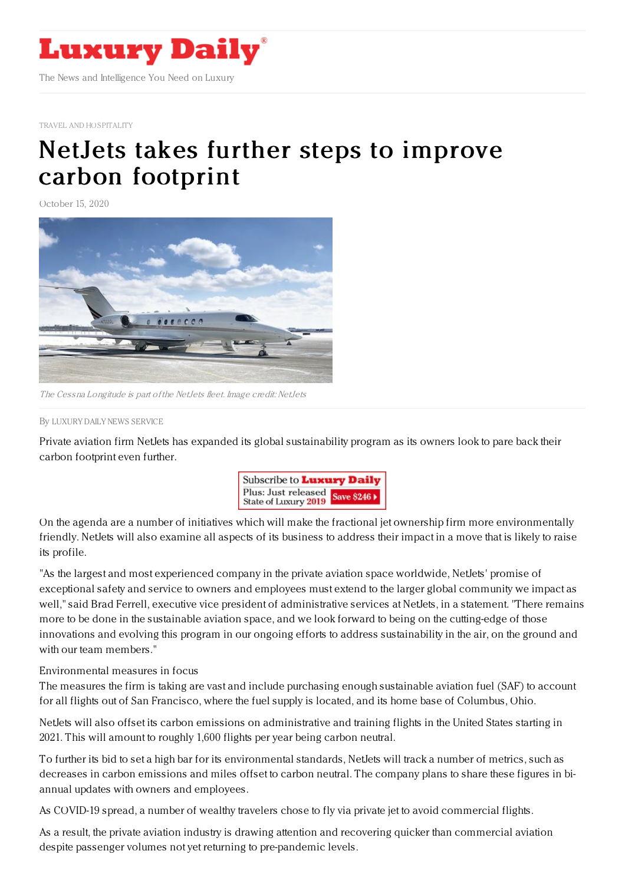TRAVEL AND HOSPITALITY

# NetJets takes further steps to improve carbon footprint

October 15, 2020

*The Cessna Longitude is part of the NetJets fleet. Image credit: NetJets*

By LUXURY DAILY NEWS SERVICE

Private aviation firm NetJets has expanded its global sustainability program as its owners look to pare back their carbon footprint even further.

On the agenda are a number of initiatives which will make the fractional jet ownership firm more environmentally friendly. NetJets will also examine all aspects of its business to address their impact in a move that is likely to raise its profile.

"As the largest and most experienced company in the private aviation space worldwide, NetJets' promise of exceptional safety and service to owners and employees must extend to the larger global community we impact as well," said Brad Ferrell, executive vice president of administrative services at NetJets, in a statement. "There remains more to be done in the sustainable aviation space, and we look forward to being on the cutting-edge of those innovations and evolving this program in our ongoing efforts to address sustainability in the air, on the ground and with our team members."

Environmental measures in focus

The measures the firm is taking are vast and include purchasing enough sustainable aviation fuel (SAF) to account for all flights out of San Francisco, where the fuel supply is located, and its home base of Columbus, Ohio.

NetJets will also offset its carbon emissions on administrative and training flights in the United States starting in 2021. This will amount to roughly 1,600 flights per year being carbon neutral.

To further its bid to set a high bar for its environmental standards, NetJets will track a number of metrics, such as decreases in carbon emissions and miles offset to carbon neutral. The company plans to share these figures in bi-annual updates with owners and employees.

As COVID-19 spread, a number of wealthy travelers chose to fly via private jet to avoid commercial flights.

As a result, the private aviation industry is drawing attention and recovering quicker than commercial aviation despite passenger volumes not yet returning to pre-pandemic levels.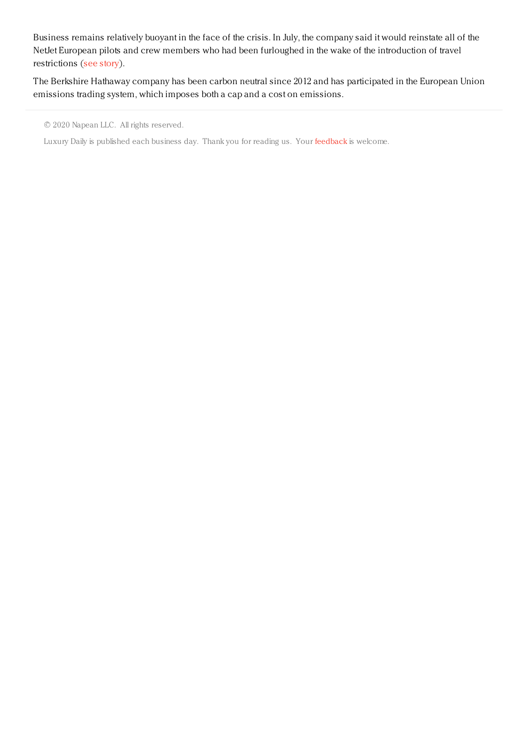Business remains relatively buoyant in the face of the crisis. In July, the company said it would reinstate all of the NetJet European pilots and crew members who had been furloughed in the wake of the introduction of travel restrictions (see story).

The Berkshire Hathaway company has been carbon neutral since 2012 and has participated in the European Union emissions trading system, which imposes both a cap and a cost on emissions.

---

© 2020 Napean LLC. All rights reserved.

Luxury Daily is published each business day. Thank you for reading us. Your feedback is welcome.